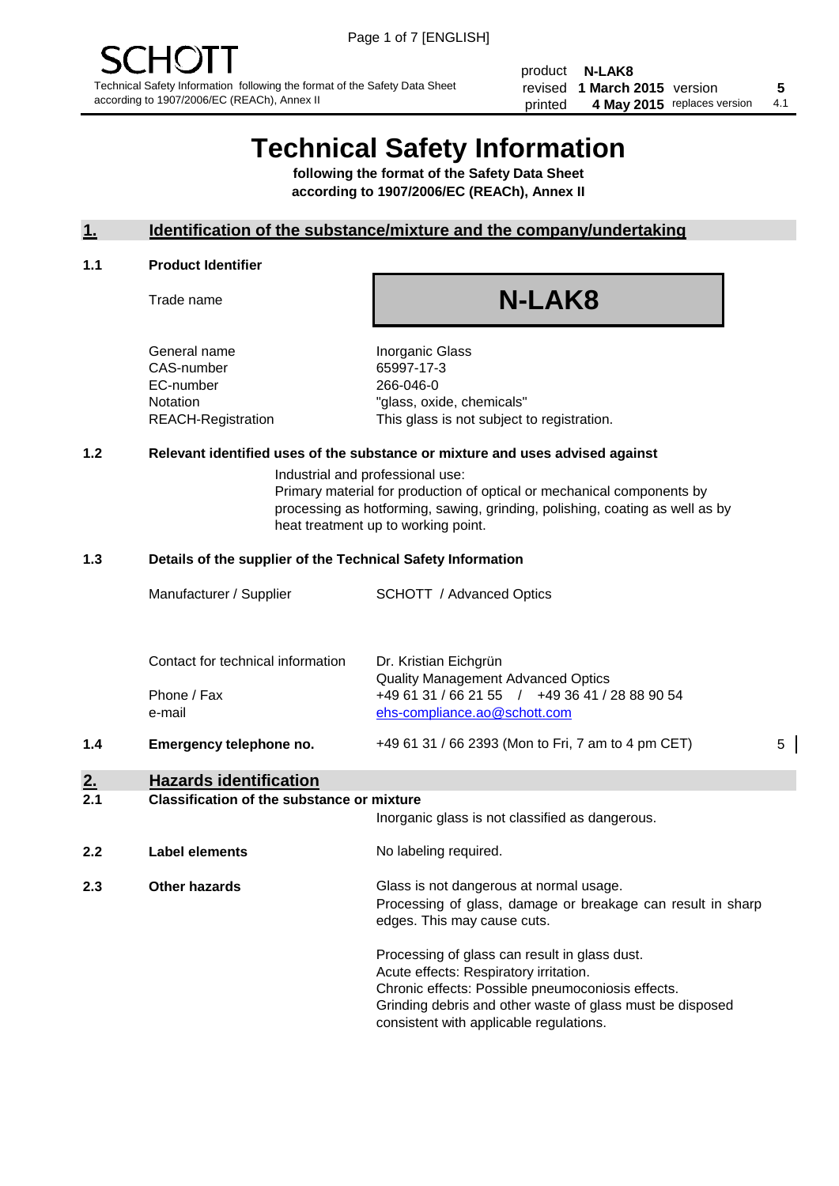SCHOTT

Technical Safety Information following the format of the Safety Data Sheet according to 1907/2006/EC (REACh), Annex II

| product | N-LAK8 | | |
|---|---|---|---|
| revised | 1 March 2015 | version | 5 |
| printed | 4 May 2015 | replaces version | 4.1 |

# Technical Safety Information

**following the format of the Safety Data Sheet according to 1907/2006/EC (REACh), Annex II**

## 1. Identification of the substance/mixture and the company/undertaking

### 1.1 Product Identifier

Trade name: **N-LAK8**

| | |
|---|---|
| General name | Inorganic Glass |
| CAS-number | 65997-17-3 |
| EC-number | 266-046-0 |
| Notation | "glass, oxide, chemicals" |
| REACH-Registration | This glass is not subject to registration. |

### 1.2 Relevant identified uses of the substance or mixture and uses advised against

Industrial and professional use:
Primary material for production of optical or mechanical components by processing as hotforming, sawing, grinding, polishing, coating as well as by heat treatment up to working point.

### 1.3 Details of the supplier of the Technical Safety Information

| | |
|---|---|
| Manufacturer / Supplier | SCHOTT / Advanced Optics |
| Contact for technical information | Dr. Kristian Eichgrün<br>Quality Management Advanced Optics |
| Phone / Fax | +49 61 31 / 66 21 55 / +49 36 41 / 28 88 90 54 |
| e-mail | ehs-compliance.ao@schott.com |

### 1.4 Emergency telephone no.

+49 61 31 / 66 2393 (Mon to Fri, 7 am to 4 pm CET) 5

## 2. Hazards identification

### 2.1 Classification of the substance or mixture

Inorganic glass is not classified as dangerous.

### 2.2 Label elements

No labeling required.

### 2.3 Other hazards

Glass is not dangerous at normal usage.
Processing of glass, damage or breakage can result in sharp edges. This may cause cuts.

Processing of glass can result in glass dust.
Acute effects: Respiratory irritation.
Chronic effects: Possible pneumoconiosis effects.
Grinding debris and other waste of glass must be disposed consistent with applicable regulations.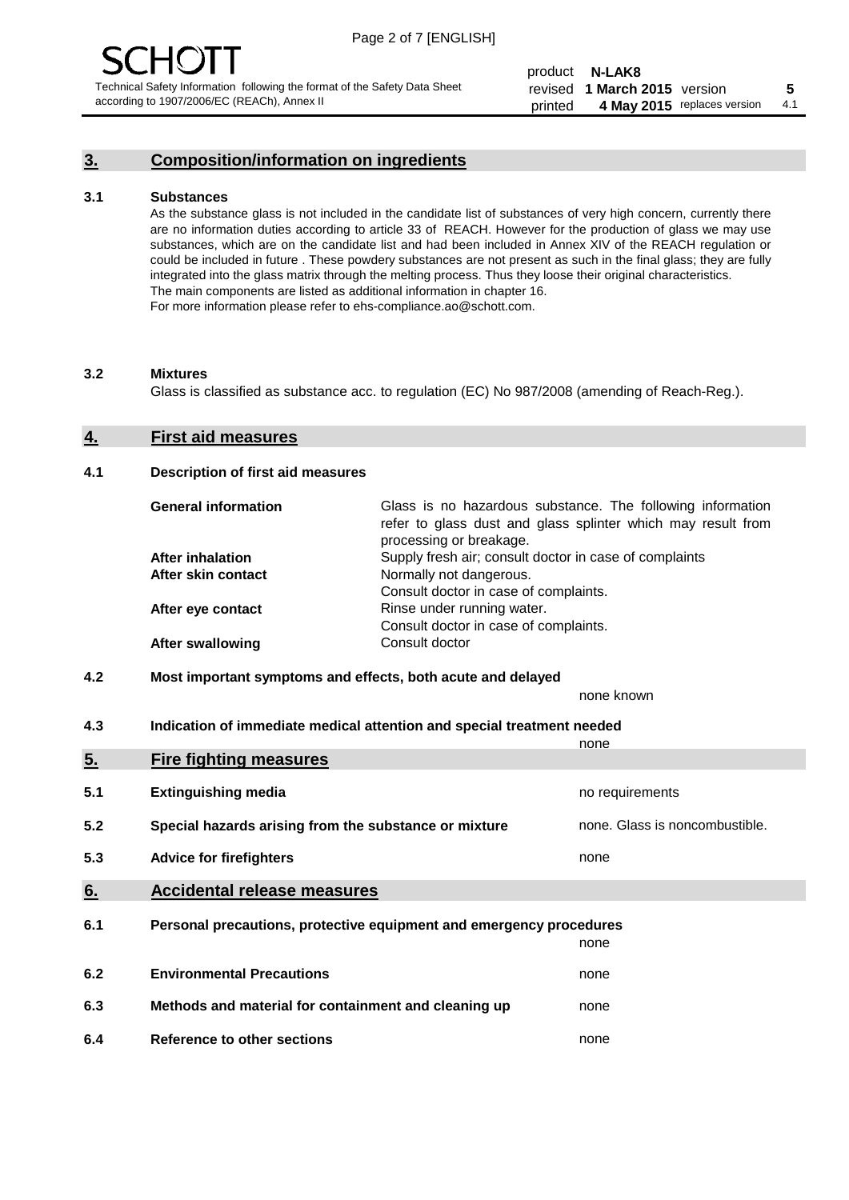## 3. Composition/information on ingredients

### 3.1 Substances

As the substance glass is not included in the candidate list of substances of very high concern, currently there are no information duties according to article 33 of REACH. However for the production of glass we may use substances, which are on the candidate list and had been included in Annex XIV of the REACH regulation or could be included in future . These powdery substances are not present as such in the final glass; they are fully integrated into the glass matrix through the melting process. Thus they loose their original characteristics. The main components are listed as additional information in chapter 16. For more information please refer to ehs-compliance.ao@schott.com.

### 3.2 Mixtures

Glass is classified as substance acc. to regulation (EC) No 987/2008 (amending of Reach-Reg.).

## 4. First aid measures

### 4.1 Description of first aid measures

| | |
|---|---|
| **General information** | Glass is no hazardous substance. The following information refer to glass dust and glass splinter which may result from processing or breakage. |
| **After inhalation** | Supply fresh air; consult doctor in case of complaints |
| **After skin contact** | Normally not dangerous. Consult doctor in case of complaints. |
| **After eye contact** | Rinse under running water. Consult doctor in case of complaints. |
| **After swallowing** | Consult doctor |

### 4.2 Most important symptoms and effects, both acute and delayed

none known

### 4.3 Indication of immediate medical attention and special treatment needed

none

## 5. Fire fighting measures

| | | |
|---|---|---|
| 5.1 | **Extinguishing media** | no requirements |
| 5.2 | **Special hazards arising from the substance or mixture** | none. Glass is noncombustible. |
| 5.3 | **Advice for firefighters** | none |

## 6. Accidental release measures

| | | |
|---|---|---|
| 6.1 | **Personal precautions, protective equipment and emergency procedures** | none |
| 6.2 | **Environmental Precautions** | none |
| 6.3 | **Methods and material for containment and cleaning up** | none |
| 6.4 | **Reference to other sections** | none |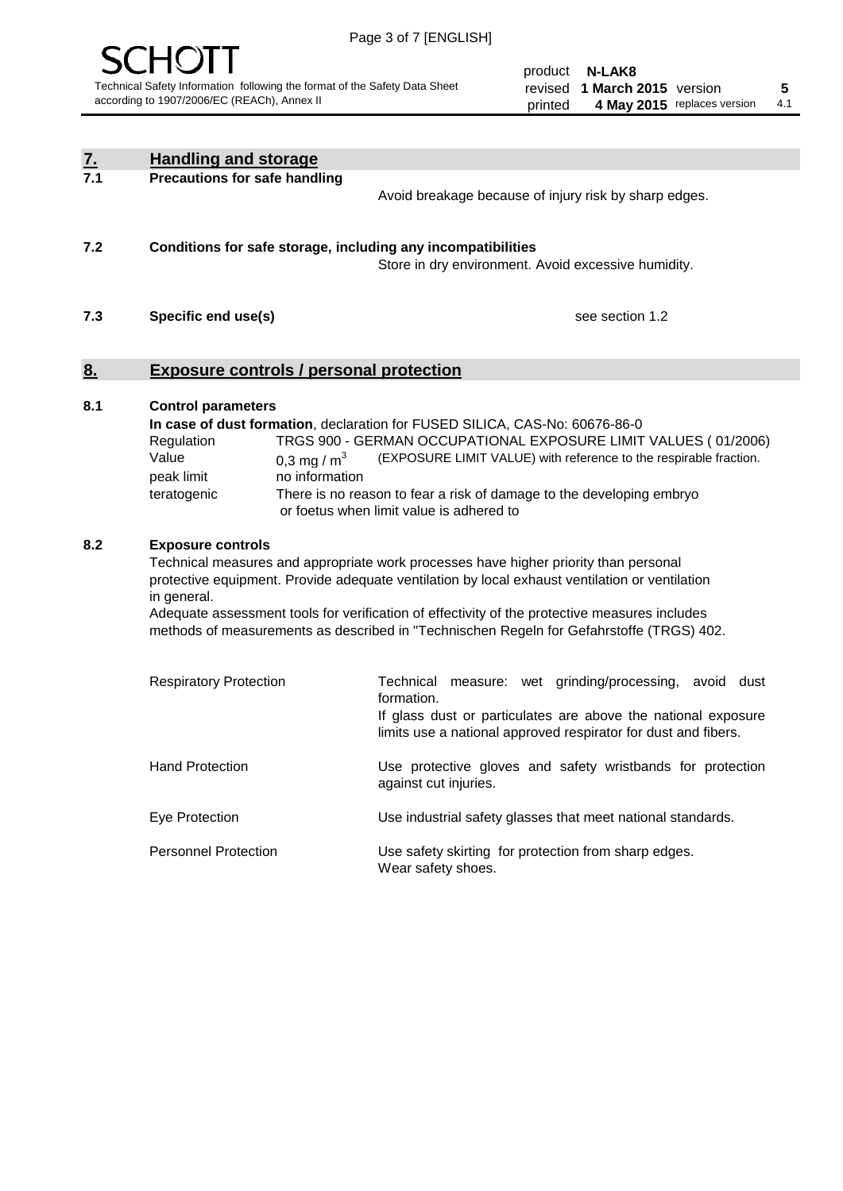## 7. Handling and storage

**7.1 Precautions for safe handling**

Avoid breakage because of injury risk by sharp edges.

**7.2 Conditions for safe storage, including any incompatibilities**

Store in dry environment. Avoid excessive humidity.

**7.3 Specific end use(s)**

see section 1.2

## 8. Exposure controls / personal protection

**8.1 Control parameters**

**In case of dust formation**, declaration for FUSED SILICA, CAS-No: 60676-86-0

| | | |
|---|---|---|
| Regulation | TRGS 900 - GERMAN OCCUPATIONAL EXPOSURE LIMIT VALUES ( 01/2006) | |
| Value | 0,3 mg / $m^3$ | (EXPOSURE LIMIT VALUE) with reference to the respirable fraction. |
| peak limit | no information | |
| teratogenic | There is no reason to fear a risk of damage to the developing embryo or foetus when limit value is adhered to | |

**8.2 Exposure controls**

Technical measures and appropriate work processes have higher priority than personal protective equipment. Provide adequate ventilation by local exhaust ventilation or ventilation in general.

Adequate assessment tools for verification of effectivity of the protective measures includes methods of measurements as described in "Technischen Regeln for Gefahrstoffe (TRGS) 402.

| | |
|---|---|
| Respiratory Protection | Technical measure: wet grinding/processing, avoid dust formation. If glass dust or particulates are above the national exposure limits use a national approved respirator for dust and fibers. |
| Hand Protection | Use protective gloves and safety wristbands for protection against cut injuries. |
| Eye Protection | Use industrial safety glasses that meet national standards. |
| Personnel Protection | Use safety skirting for protection from sharp edges. Wear safety shoes. |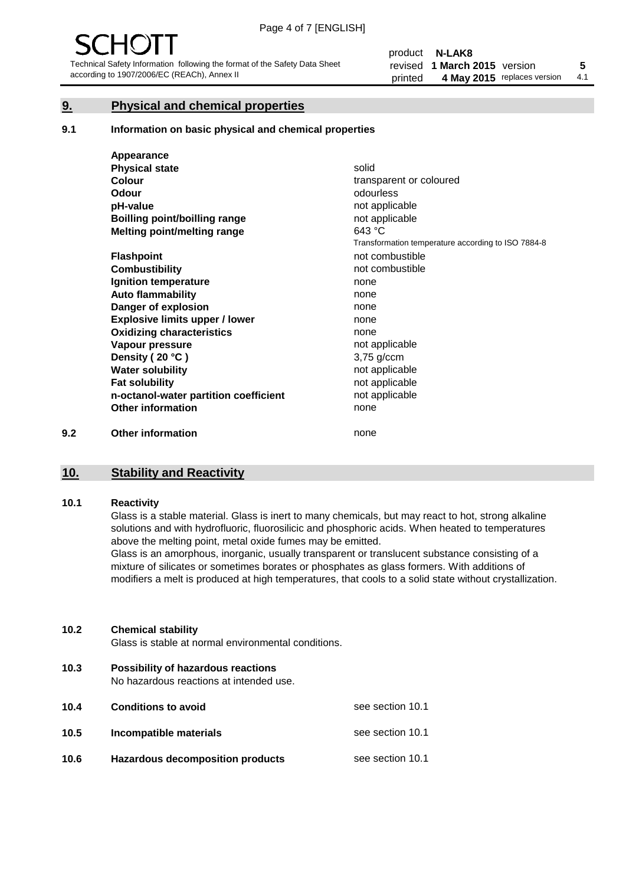## 9. Physical and chemical properties

### 9.1 Information on basic physical and chemical properties

| | |
|---|---|
| **Appearance** | |
| **Physical state** | solid |
| **Colour** | transparent or coloured |
| **Odour** | odourless |
| **pH-value** | not applicable |
| **Boilling point/boilling range** | not applicable |
| **Melting point/melting range** | 643 °C<br>Transformation temperature according to ISO 7884-8 |
| **Flashpoint** | not combustible |
| **Combustibility** | not combustible |
| **Ignition temperature** | none |
| **Auto flammability** | none |
| **Danger of explosion** | none |
| **Explosive limits upper / lower** | none |
| **Oxidizing characteristics** | none |
| **Vapour pressure** | not applicable |
| **Density ( 20 °C )** | 3,75 g/ccm |
| **Water solubility** | not applicable |
| **Fat solubility** | not applicable |
| **n-octanol-water partition coefficient** | not applicable |
| **Other information** | none |

### 9.2 Other information

none

## 10. Stability and Reactivity

### 10.1 Reactivity

Glass is a stable material. Glass is inert to many chemicals, but may react to hot, strong alkaline solutions and with hydrofluoric, fluorosilicic and phosphoric acids. When heated to temperatures above the melting point, metal oxide fumes may be emitted.
Glass is an amorphous, inorganic, usually transparent or translucent substance consisting of a mixture of silicates or sometimes borates or phosphates as glass formers. With additions of modifiers a melt is produced at high temperatures, that cools to a solid state without crystallization.

### 10.2 Chemical stability

Glass is stable at normal environmental conditions.

### 10.3 Possibility of hazardous reactions

No hazardous reactions at intended use.

| | | |
|---|---|---|
| **10.4** | **Conditions to avoid** | see section 10.1 |
| **10.5** | **Incompatible materials** | see section 10.1 |
| **10.6** | **Hazardous decomposition products** | see section 10.1 |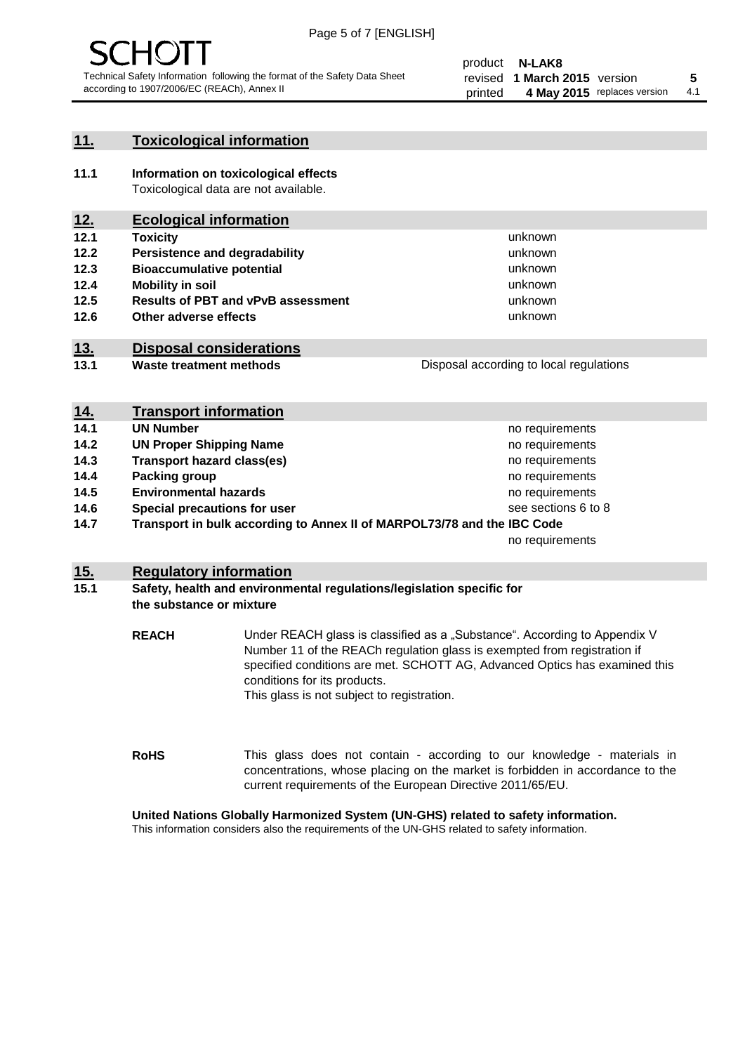## 11. Toxicological information

**11.1 Information on toxicological effects**
Toxicological data are not available.

## 12. Ecological information

| | | |
|---|---|---|
| **12.1** | **Toxicity** | unknown |
| **12.2** | **Persistence and degradability** | unknown |
| **12.3** | **Bioaccumulative potential** | unknown |
| **12.4** | **Mobility in soil** | unknown |
| **12.5** | **Results of PBT and vPvB assessment** | unknown |
| **12.6** | **Other adverse effects** | unknown |

## 13. Disposal considerations

| | | |
|---|---|---|
| **13.1** | **Waste treatment methods** | Disposal according to local regulations |

## 14. Transport information

| | | |
|---|---|---|
| **14.1** | **UN Number** | no requirements |
| **14.2** | **UN Proper Shipping Name** | no requirements |
| **14.3** | **Transport hazard class(es)** | no requirements |
| **14.4** | **Packing group** | no requirements |
| **14.5** | **Environmental hazards** | no requirements |
| **14.6** | **Special precautions for user** | see sections 6 to 8 |
| **14.7** | **Transport in bulk according to Annex II of MARPOL73/78 and the IBC Code** | no requirements |

## 15. Regulatory information

**15.1 Safety, health and environmental regulations/legislation specific for the substance or mixture**

**REACH** Under REACH glass is classified as a „Substance“. According to Appendix V Number 11 of the REACh regulation glass is exempted from registration if specified conditions are met. SCHOTT AG, Advanced Optics has examined this conditions for its products.
This glass is not subject to registration.

**RoHS** This glass does not contain - according to our knowledge - materials in concentrations, whose placing on the market is forbidden in accordance to the current requirements of the European Directive 2011/65/EU.

**United Nations Globally Harmonized System (UN-GHS) related to safety information.**
This information considers also the requirements of the UN-GHS related to safety information.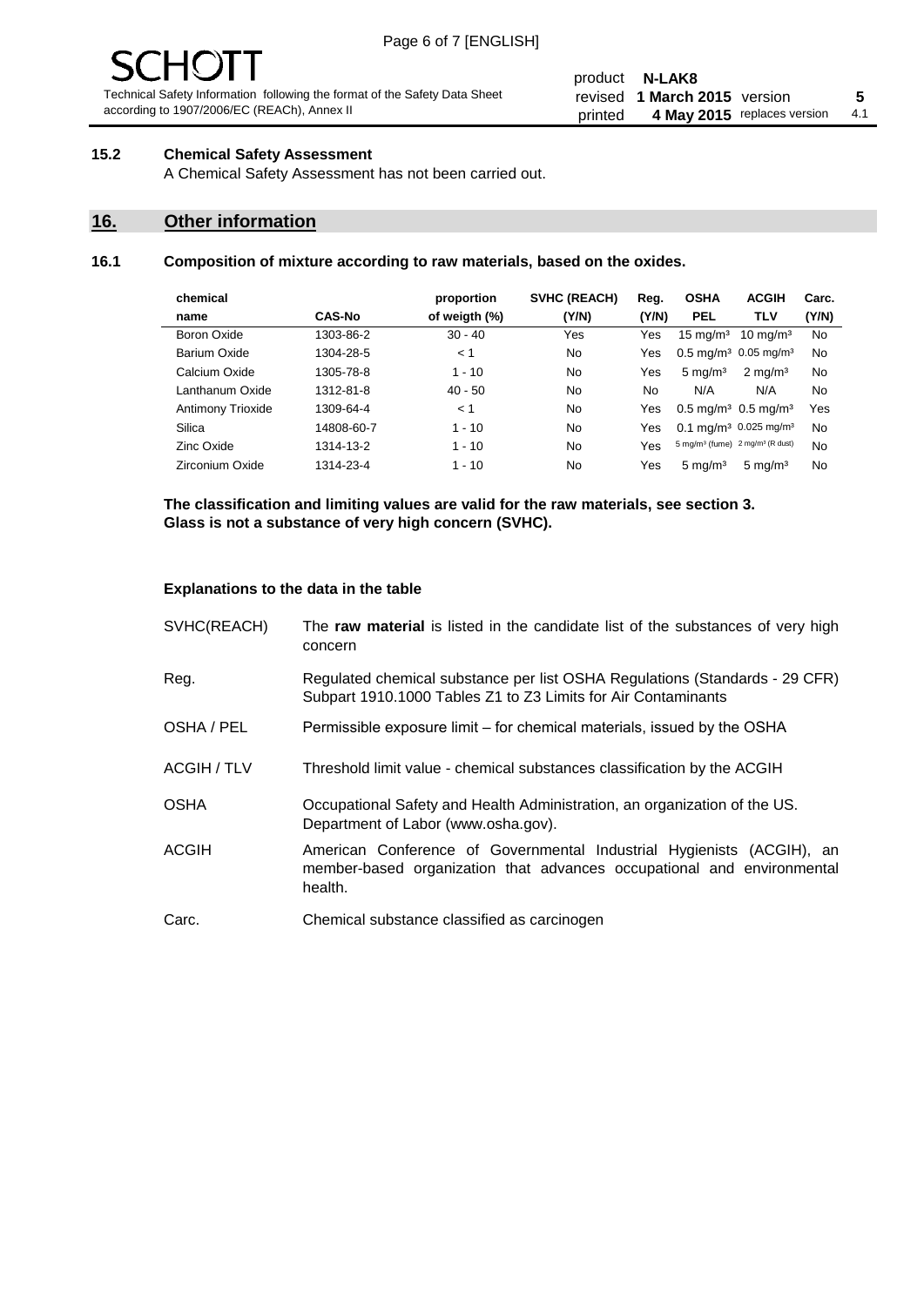### 15.2 Chemical Safety Assessment

A Chemical Safety Assessment has not been carried out.

## 16. Other information

### 16.1 Composition of mixture according to raw materials, based on the oxides.

| chemical name | CAS-No | proportion of weigth (%) | SVHC (REACH) (Y/N) | Reg. (Y/N) | OSHA PEL | ACGIH TLV | Carc. (Y/N) |
|---|---|---|---|---|---|---|---|
| Boron Oxide | 1303-86-2 | 30 - 40 | Yes | Yes | 15 mg/m³ | 10 mg/m³ | No |
| Barium Oxide | 1304-28-5 | < 1 | No | Yes | 0.5 mg/m³ | 0.05 mg/m³ | No |
| Calcium Oxide | 1305-78-8 | 1 - 10 | No | Yes | 5 mg/m³ | 2 mg/m³ | No |
| Lanthanum Oxide | 1312-81-8 | 40 - 50 | No | No | N/A | N/A | No |
| Antimony Trioxide | 1309-64-4 | < 1 | No | Yes | 0.5 mg/m³ | 0.5 mg/m³ | Yes |
| Silica | 14808-60-7 | 1 - 10 | No | Yes | 0.1 mg/m³ | 0.025 mg/m³ | No |
| Zinc Oxide | 1314-13-2 | 1 - 10 | No | Yes | 5 mg/m³ (fume) | 2 mg/m³ (R dust) | No |
| Zirconium Oxide | 1314-23-4 | 1 - 10 | No | Yes | 5 mg/m³ | 5 mg/m³ | No |

**The classification and limiting values are valid for the raw materials, see section 3.**
**Glass is not a substance of very high concern (SVHC).**

**Explanations to the data in the table**

| | |
|---|---|
| SVHC(REACH) | The **raw material** is listed in the candidate list of the substances of very high concern |
| Reg. | Regulated chemical substance per list OSHA Regulations (Standards - 29 CFR) Subpart 1910.1000 Tables Z1 to Z3 Limits for Air Contaminants |
| OSHA / PEL | Permissible exposure limit – for chemical materials, issued by the OSHA |
| ACGIH / TLV | Threshold limit value - chemical substances classification by the ACGIH |
| OSHA | Occupational Safety and Health Administration, an organization of the US. Department of Labor (www.osha.gov). |
| ACGIH | American Conference of Governmental Industrial Hygienists (ACGIH), an member-based organization that advances occupational and environmental health. |
| Carc. | Chemical substance classified as carcinogen |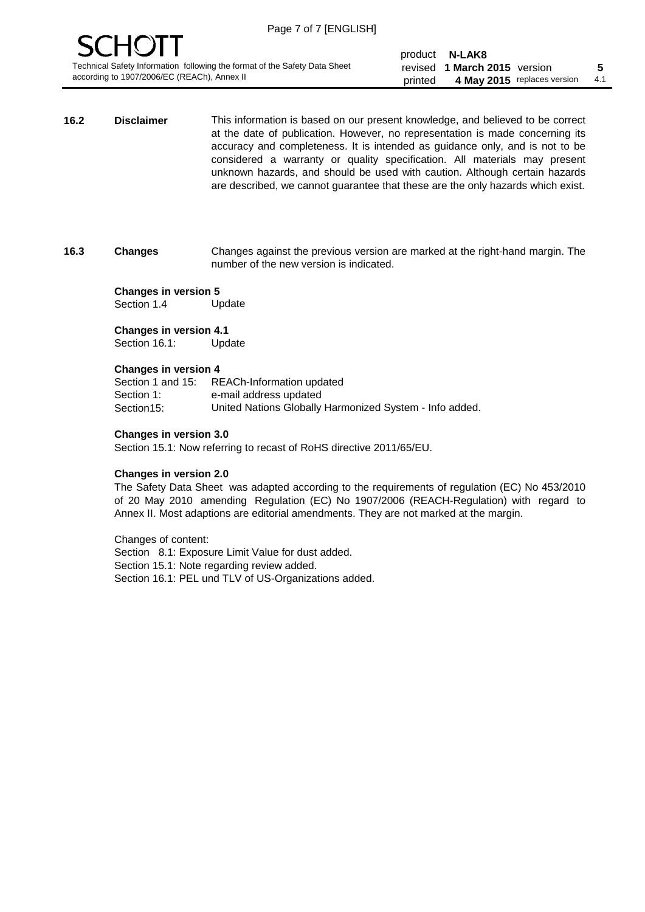**16.2 Disclaimer**

This information is based on our present knowledge, and believed to be correct at the date of publication. However, no representation is made concerning its accuracy and completeness. It is intended as guidance only, and is not to be considered a warranty or quality specification. All materials may present unknown hazards, and should be used with caution. Although certain hazards are described, we cannot guarantee that these are the only hazards which exist.

**16.3 Changes**

Changes against the previous version are marked at the right-hand margin. The number of the new version is indicated.

**Changes in version 5**

Section 1.4 Update

**Changes in version 4.1**

Section 16.1: Update

**Changes in version 4**

| | |
|---|---|
| Section 1 and 15: | REACh-Information updated |
| Section 1: | e-mail address updated |
| Section15: | United Nations Globally Harmonized System - Info added. |

**Changes in version 3.0**

Section 15.1: Now referring to recast of RoHS directive 2011/65/EU.

**Changes in version 2.0**

The Safety Data Sheet was adapted according to the requirements of regulation (EC) No 453/2010 of 20 May 2010 amending Regulation (EC) No 1907/2006 (REACH-Regulation) with regard to Annex II. Most adaptions are editorial amendments. They are not marked at the margin.

Changes of content:
Section 8.1: Exposure Limit Value for dust added.
Section 15.1: Note regarding review added.
Section 16.1: PEL und TLV of US-Organizations added.